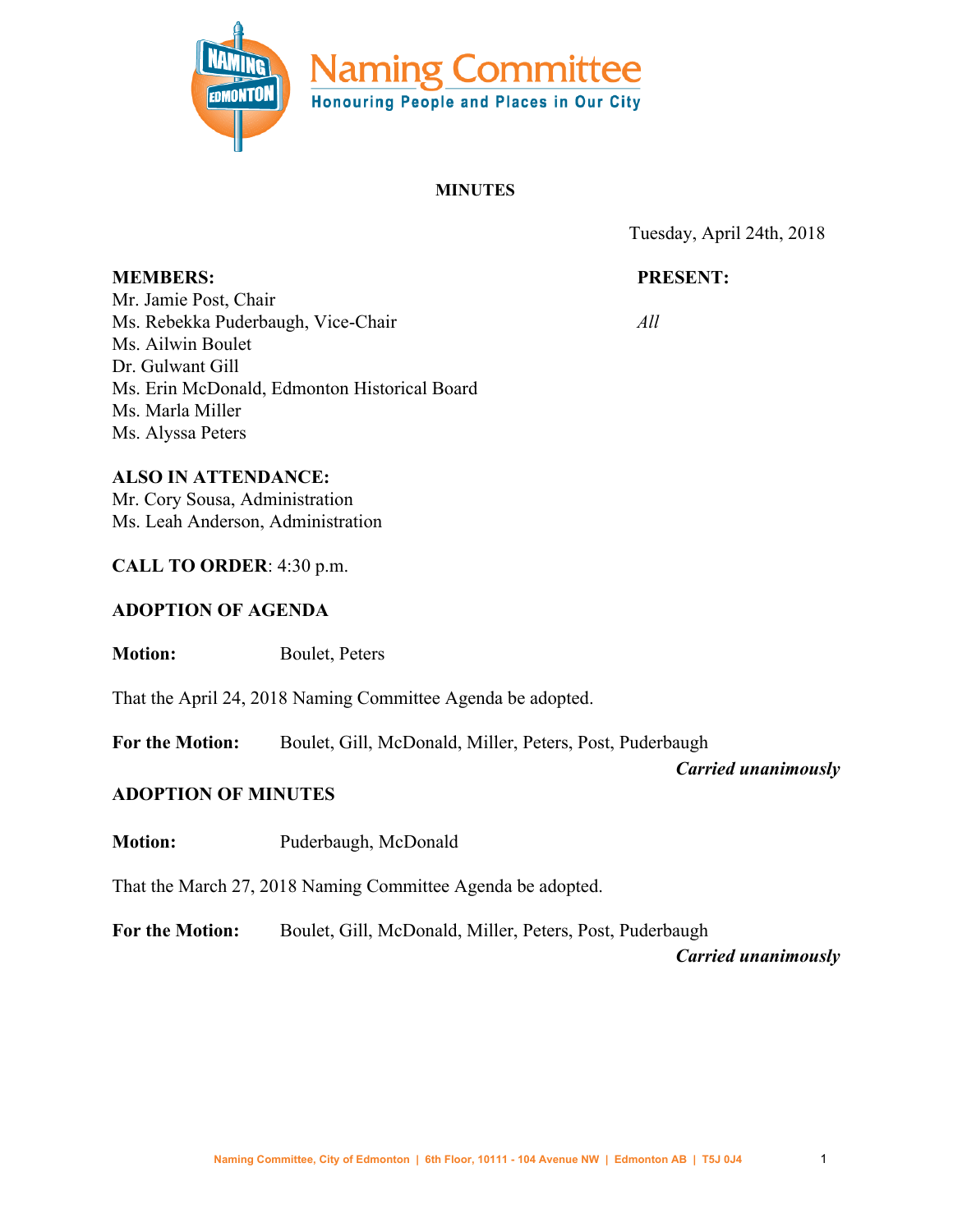# Naming Committee

**Honouring People and Places in Our City**

**MINUTES**

Tuesday, April 24th, 2018

| **MEMBERS:** | **PRESENT:** |
|---|---|
| Mr. Jamie Post, Chair | *All* |
| Ms. Rebekka Puderbaugh, Vice-Chair | |
| Ms. Ailwin Boulet | |
| Dr. Gulwant Gill | |
| Ms. Erin McDonald, Edmonton Historical Board | |
| Ms. Marla Miller | |
| Ms. Alyssa Peters | |

**ALSO IN ATTENDANCE:**
Mr. Cory Sousa, Administration
Ms. Leah Anderson, Administration

**CALL TO ORDER**: 4:30 p.m.

**ADOPTION OF AGENDA**

**Motion:** Boulet, Peters

That the April 24, 2018 Naming Committee Agenda be adopted.

**For the Motion:** Boulet, Gill, McDonald, Miller, Peters, Post, Puderbaugh

***Carried unanimously***

**ADOPTION OF MINUTES**

**Motion:** Puderbaugh, McDonald

That the March 27, 2018 Naming Committee Agenda be adopted.

**For the Motion:** Boulet, Gill, McDonald, Miller, Peters, Post, Puderbaugh

***Carried unanimously***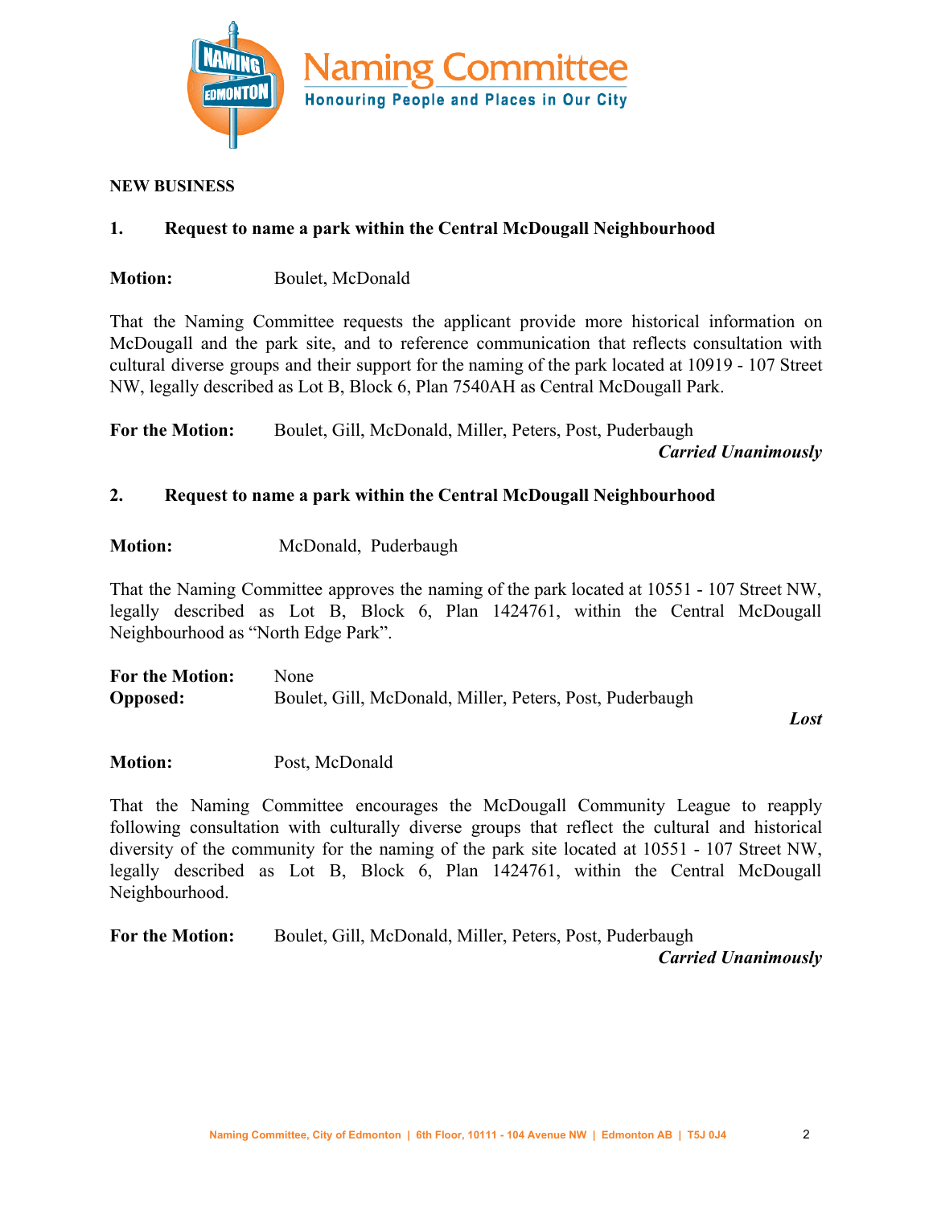**NEW BUSINESS**

**1. Request to name a park within the Central McDougall Neighbourhood**

**Motion:** Boulet, McDonald

That the Naming Committee requests the applicant provide more historical information on McDougall and the park site, and to reference communication that reflects consultation with cultural diverse groups and their support for the naming of the park located at 10919 - 107 Street NW, legally described as Lot B, Block 6, Plan 7540AH as Central McDougall Park.

**For the Motion:** Boulet, Gill, McDonald, Miller, Peters, Post, Puderbaugh

***Carried Unanimously***

**2. Request to name a park within the Central McDougall Neighbourhood**

**Motion:** McDonald, Puderbaugh

That the Naming Committee approves the naming of the park located at 10551 - 107 Street NW, legally described as Lot B, Block 6, Plan 1424761, within the Central McDougall Neighbourhood as "North Edge Park".

**For the Motion:** None
**Opposed:** Boulet, Gill, McDonald, Miller, Peters, Post, Puderbaugh

***Lost***

**Motion:** Post, McDonald

That the Naming Committee encourages the McDougall Community League to reapply following consultation with culturally diverse groups that reflect the cultural and historical diversity of the community for the naming of the park site located at 10551 - 107 Street NW, legally described as Lot B, Block 6, Plan 1424761, within the Central McDougall Neighbourhood.

**For the Motion:** Boulet, Gill, McDonald, Miller, Peters, Post, Puderbaugh

***Carried Unanimously***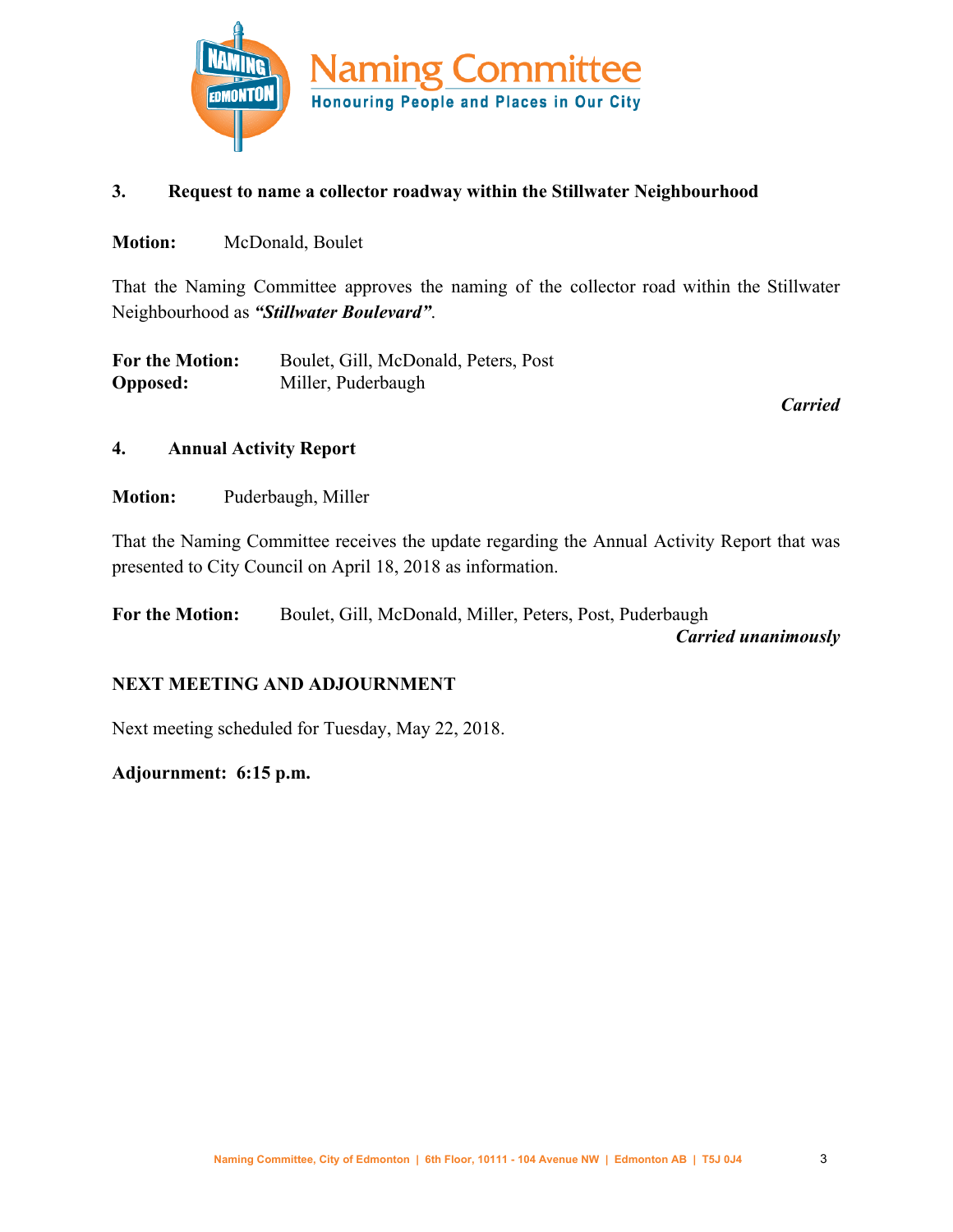### 3. Request to name a collector roadway within the Stillwater Neighbourhood

**Motion:** McDonald, Boulet

That the Naming Committee approves the naming of the collector road within the Stillwater Neighbourhood as ***"Stillwater Boulevard"***.

**For the Motion:** Boulet, Gill, McDonald, Peters, Post
**Opposed:** Miller, Puderbaugh

***Carried***

### 4. Annual Activity Report

**Motion:** Puderbaugh, Miller

That the Naming Committee receives the update regarding the Annual Activity Report that was presented to City Council on April 18, 2018 as information.

**For the Motion:** Boulet, Gill, McDonald, Miller, Peters, Post, Puderbaugh

***Carried unanimously***

### NEXT MEETING AND ADJOURNMENT

Next meeting scheduled for Tuesday, May 22, 2018.

**Adjournment: 6:15 p.m.**